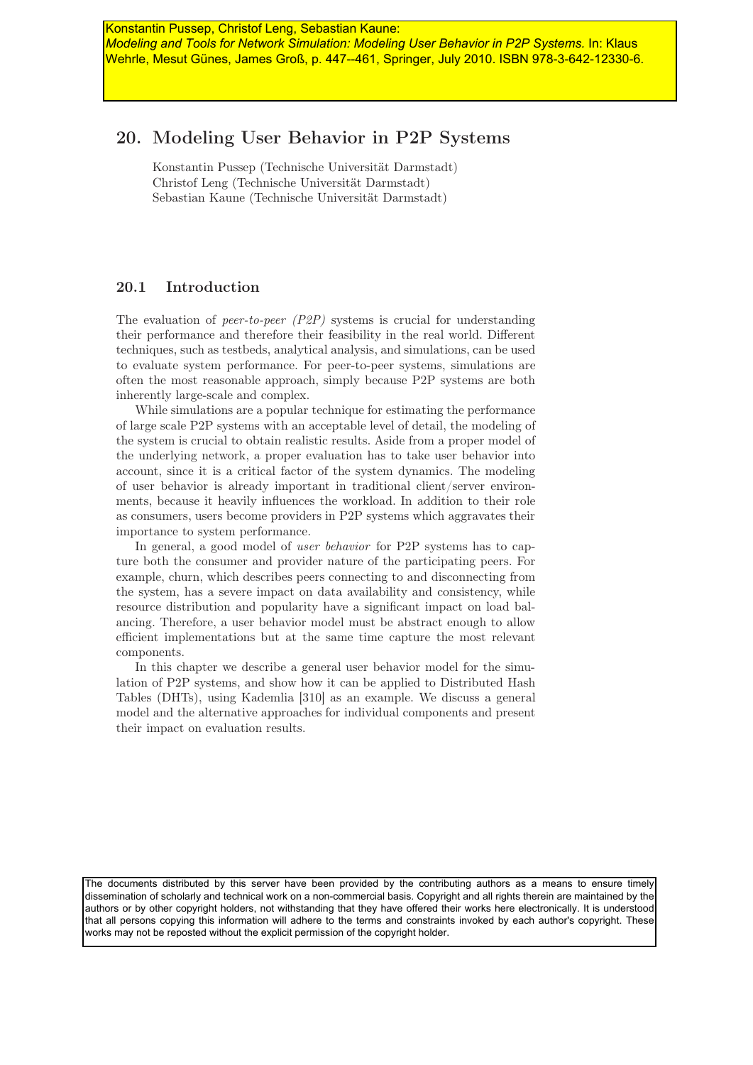Konstantin Pussep, Christof Leng, Sebastian Kaune:
*Modeling and Tools for Network Simulation: Modeling User Behavior in P2P Systems.* In: Klaus Wehrle, Mesut Günes, James Groß, p. 447--461, Springer, July 2010. ISBN 978-3-642-12330-6.

# 20. Modeling User Behavior in P2P Systems

Konstantin Pussep (Technische Universität Darmstadt)
Christof Leng (Technische Universität Darmstadt)
Sebastian Kaune (Technische Universität Darmstadt)

## 20.1 Introduction

The evaluation of *peer-to-peer (P2P)* systems is crucial for understanding their performance and therefore their feasibility in the real world. Different techniques, such as testbeds, analytical analysis, and simulations, can be used to evaluate system performance. For peer-to-peer systems, simulations are often the most reasonable approach, simply because P2P systems are both inherently large-scale and complex.

While simulations are a popular technique for estimating the performance of large scale P2P systems with an acceptable level of detail, the modeling of the system is crucial to obtain realistic results. Aside from a proper model of the underlying network, a proper evaluation has to take user behavior into account, since it is a critical factor of the system dynamics. The modeling of user behavior is already important in traditional client/server environments, because it heavily influences the workload. In addition to their role as consumers, users become providers in P2P systems which aggravates their importance to system performance.

In general, a good model of *user behavior* for P2P systems has to capture both the consumer and provider nature of the participating peers. For example, churn, which describes peers connecting to and disconnecting from the system, has a severe impact on data availability and consistency, while resource distribution and popularity have a significant impact on load balancing. Therefore, a user behavior model must be abstract enough to allow efficient implementations but at the same time capture the most relevant components.

In this chapter we describe a general user behavior model for the simulation of P2P systems, and show how it can be applied to Distributed Hash Tables (DHTs), using Kademlia [310] as an example. We discuss a general model and the alternative approaches for individual components and present their impact on evaluation results.

The documents distributed by this server have been provided by the contributing authors as a means to ensure timely dissemination of scholarly and technical work on a non-commercial basis. Copyright and all rights therein are maintained by the authors or by other copyright holders, not withstanding that they have offered their works here electronically. It is understood that all persons copying this information will adhere to the terms and constraints invoked by each author's copyright. These works may not be reposted without the explicit permission of the copyright holder.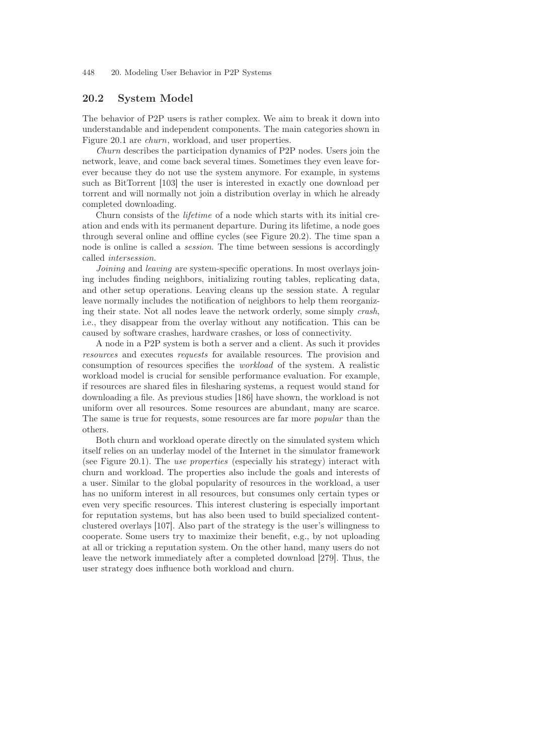## 20.2 System Model

The behavior of P2P users is rather complex. We aim to break it down into understandable and independent components. The main categories shown in Figure 20.1 are *churn*, workload, and user properties.

*Churn* describes the participation dynamics of P2P nodes. Users join the network, leave, and come back several times. Sometimes they even leave forever because they do not use the system anymore. For example, in systems such as BitTorrent [103] the user is interested in exactly one download per torrent and will normally not join a distribution overlay in which he already completed downloading.

Churn consists of the *lifetime* of a node which starts with its initial creation and ends with its permanent departure. During its lifetime, a node goes through several online and offline cycles (see Figure 20.2). The time span a node is online is called a *session*. The time between sessions is accordingly called *intersession*.

*Joining* and *leaving* are system-specific operations. In most overlays joining includes finding neighbors, initializing routing tables, replicating data, and other setup operations. Leaving cleans up the session state. A regular leave normally includes the notification of neighbors to help them reorganizing their state. Not all nodes leave the network orderly, some simply *crash*, i.e., they disappear from the overlay without any notification. This can be caused by software crashes, hardware crashes, or loss of connectivity.

A node in a P2P system is both a server and a client. As such it provides *resources* and executes *requests* for available resources. The provision and consumption of resources specifies the *workload* of the system. A realistic workload model is crucial for sensible performance evaluation. For example, if resources are shared files in filesharing systems, a request would stand for downloading a file. As previous studies [186] have shown, the workload is not uniform over all resources. Some resources are abundant, many are scarce. The same is true for requests, some resources are far more *popular* than the others.

Both churn and workload operate directly on the simulated system which itself relies on an underlay model of the Internet in the simulator framework (see Figure 20.1). The *use properties* (especially his strategy) interact with churn and workload. The properties also include the goals and interests of a user. Similar to the global popularity of resources in the workload, a user has no uniform interest in all resources, but consumes only certain types or even very specific resources. This interest clustering is especially important for reputation systems, but has also been used to build specialized content-clustered overlays [107]. Also part of the strategy is the user's willingness to cooperate. Some users try to maximize their benefit, e.g., by not uploading at all or tricking a reputation system. On the other hand, many users do not leave the network immediately after a completed download [279]. Thus, the user strategy does influence both workload and churn.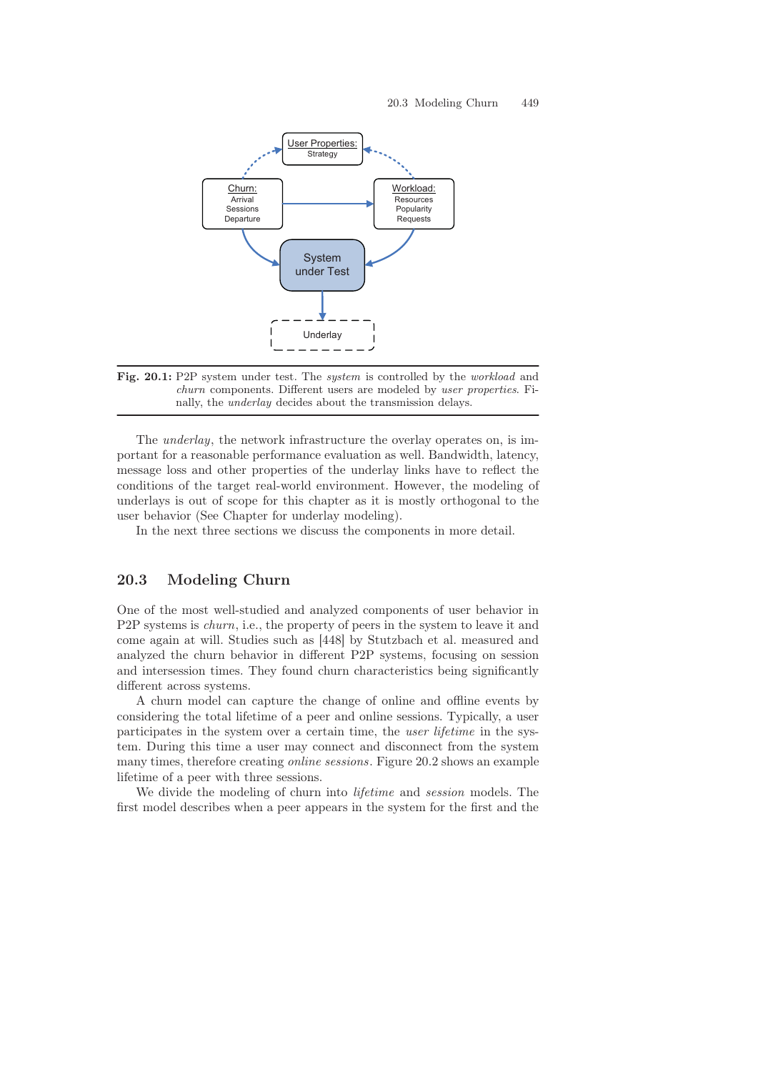**Fig. 20.1:** P2P system under test. The *system* is controlled by the *workload* and *churn* components. Different users are modeled by *user properties*. Finally, the *underlay* decides about the transmission delays.

The *underlay*, the network infrastructure the overlay operates on, is important for a reasonable performance evaluation as well. Bandwidth, latency, message loss and other properties of the underlay links have to reflect the conditions of the target real-world environment. However, the modeling of underlays is out of scope for this chapter as it is mostly orthogonal to the user behavior (See Chapter for underlay modeling).

In the next three sections we discuss the components in more detail.

## 20.3 Modeling Churn

One of the most well-studied and analyzed components of user behavior in P2P systems is *churn*, i.e., the property of peers in the system to leave it and come again at will. Studies such as [448] by Stutzbach et al. measured and analyzed the churn behavior in different P2P systems, focusing on session and intersession times. They found churn characteristics being significantly different across systems.

A churn model can capture the change of online and offline events by considering the total lifetime of a peer and online sessions. Typically, a user participates in the system over a certain time, the *user lifetime* in the system. During this time a user may connect and disconnect from the system many times, therefore creating *online sessions*. Figure 20.2 shows an example lifetime of a peer with three sessions.

We divide the modeling of churn into *lifetime* and *session* models. The first model describes when a peer appears in the system for the first and the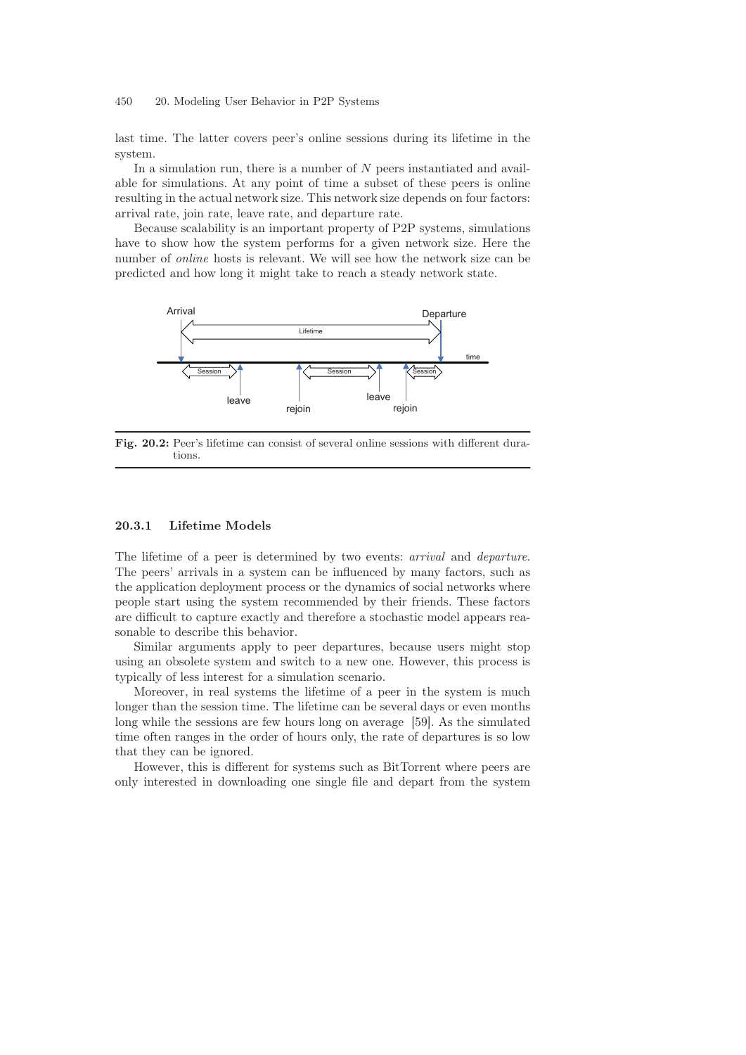last time. The latter covers peer's online sessions during its lifetime in the system.

In a simulation run, there is a number of $N$ peers instantiated and available for simulations. At any point of time a subset of these peers is online resulting in the actual network size. This network size depends on four factors: arrival rate, join rate, leave rate, and departure rate.

Because scalability is an important property of P2P systems, simulations have to show how the system performs for a given network size. Here the number of *online* hosts is relevant. We will see how the network size can be predicted and how long it might take to reach a steady network state.

**Fig. 20.2:** Peer's lifetime can consist of several online sessions with different durations.

### 20.3.1 Lifetime Models

The lifetime of a peer is determined by two events: *arrival* and *departure*. The peers' arrivals in a system can be influenced by many factors, such as the application deployment process or the dynamics of social networks where people start using the system recommended by their friends. These factors are difficult to capture exactly and therefore a stochastic model appears reasonable to describe this behavior.

Similar arguments apply to peer departures, because users might stop using an obsolete system and switch to a new one. However, this process is typically of less interest for a simulation scenario.

Moreover, in real systems the lifetime of a peer in the system is much longer than the session time. The lifetime can be several days or even months long while the sessions are few hours long on average [59]. As the simulated time often ranges in the order of hours only, the rate of departures is so low that they can be ignored.

However, this is different for systems such as BitTorrent where peers are only interested in downloading one single file and depart from the system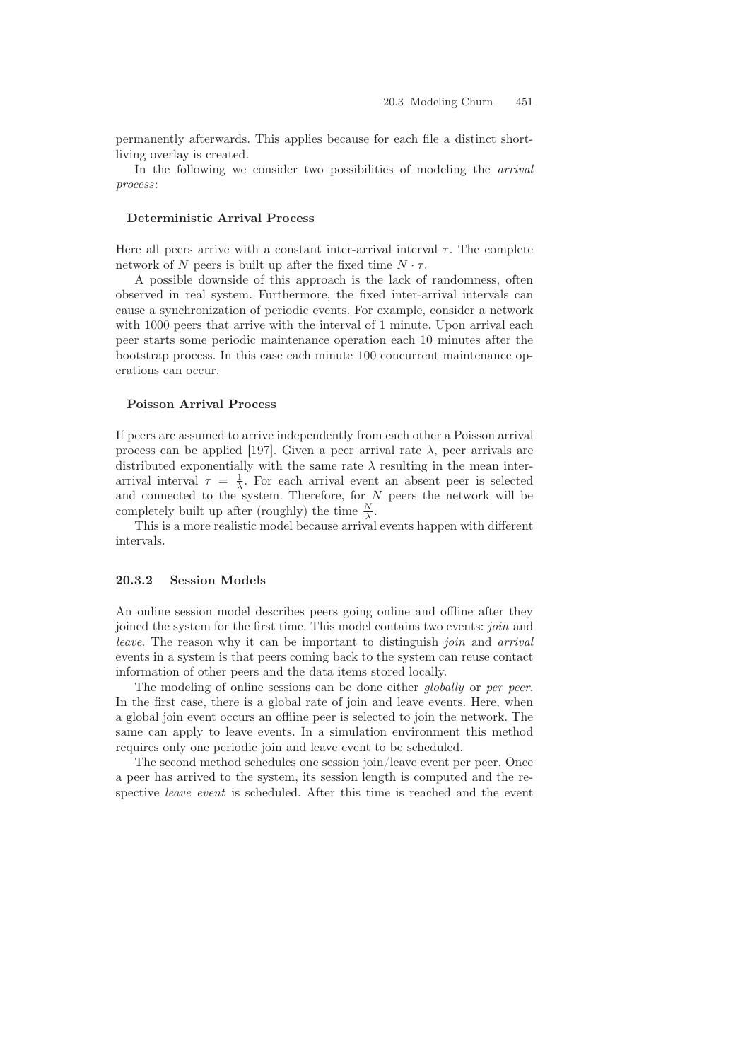permanently afterwards. This applies because for each file a distinct short-living overlay is created.

In the following we consider two possibilities of modeling the *arrival process*:

#### Deterministic Arrival Process

Here all peers arrive with a constant inter-arrival interval $\tau$. The complete network of $N$ peers is built up after the fixed time $N \cdot \tau$.

A possible downside of this approach is the lack of randomness, often observed in real system. Furthermore, the fixed inter-arrival intervals can cause a synchronization of periodic events. For example, consider a network with 1000 peers that arrive with the interval of 1 minute. Upon arrival each peer starts some periodic maintenance operation each 10 minutes after the bootstrap process. In this case each minute 100 concurrent maintenance operations can occur.

#### Poisson Arrival Process

If peers are assumed to arrive independently from each other a Poisson arrival process can be applied [197]. Given a peer arrival rate $\lambda$, peer arrivals are distributed exponentially with the same rate $\lambda$ resulting in the mean inter-arrival interval $\tau = \frac{1}{\lambda}$. For each arrival event an absent peer is selected and connected to the system. Therefore, for $N$ peers the network will be completely built up after (roughly) the time $\frac{N}{\lambda}$.

This is a more realistic model because arrival events happen with different intervals.

### 20.3.2 Session Models

An online session model describes peers going online and offline after they joined the system for the first time. This model contains two events: *join* and *leave*. The reason why it can be important to distinguish *join* and *arrival* events in a system is that peers coming back to the system can reuse contact information of other peers and the data items stored locally.

The modeling of online sessions can be done either *globally* or *per peer*. In the first case, there is a global rate of join and leave events. Here, when a global join event occurs an offline peer is selected to join the network. The same can apply to leave events. In a simulation environment this method requires only one periodic join and leave event to be scheduled.

The second method schedules one session join/leave event per peer. Once a peer has arrived to the system, its session length is computed and the respective *leave event* is scheduled. After this time is reached and the event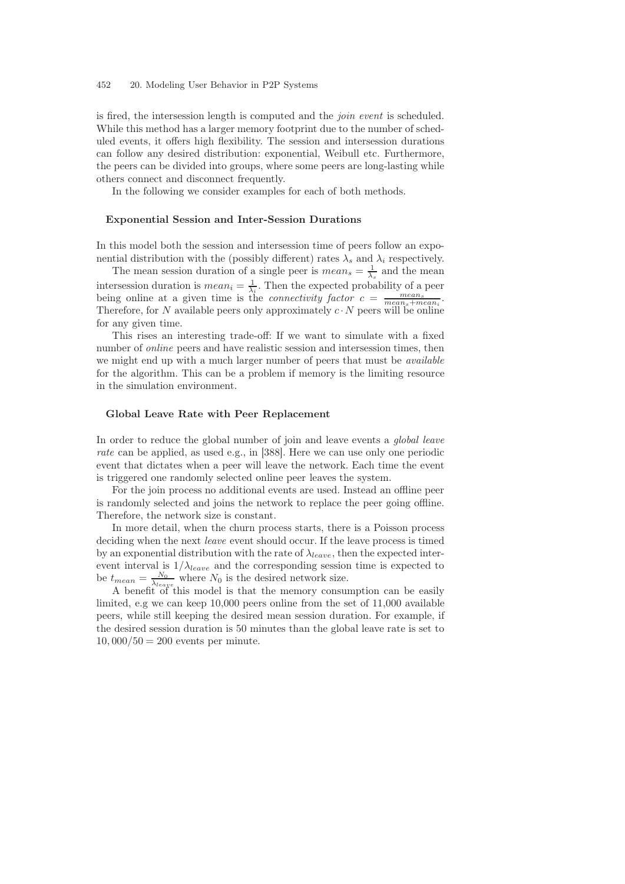is fired, the intersession length is computed and the *join event* is scheduled. While this method has a larger memory footprint due to the number of scheduled events, it offers high flexibility. The session and intersession durations can follow any desired distribution: exponential, Weibull etc. Furthermore, the peers can be divided into groups, where some peers are long-lasting while others connect and disconnect frequently.

In the following we consider examples for each of both methods.

### Exponential Session and Inter-Session Durations

In this model both the session and intersession time of peers follow an exponential distribution with the (possibly different) rates $\lambda_s$ and $\lambda_i$ respectively.

The mean session duration of a single peer is $mean_s = \frac{1}{\lambda_s}$ and the mean intersession duration is $mean_i = \frac{1}{\lambda_i}$. Then the expected probability of a peer being online at a given time is the *connectivity factor* $c = \frac{mean_s}{mean_s + mean_i}$. Therefore, for $N$ available peers only approximately $c \cdot N$ peers will be online for any given time.

This rises an interesting trade-off: If we want to simulate with a fixed number of *online* peers and have realistic session and intersession times, then we might end up with a much larger number of peers that must be *available* for the algorithm. This can be a problem if memory is the limiting resource in the simulation environment.

### Global Leave Rate with Peer Replacement

In order to reduce the global number of join and leave events a *global leave rate* can be applied, as used e.g., in [388]. Here we can use only one periodic event that dictates when a peer will leave the network. Each time the event is triggered one randomly selected online peer leaves the system.

For the join process no additional events are used. Instead an offline peer is randomly selected and joins the network to replace the peer going offline. Therefore, the network size is constant.

In more detail, when the churn process starts, there is a Poisson process deciding when the next *leave* event should occur. If the leave process is timed by an exponential distribution with the rate of $\lambda_{leave}$, then the expected inter-event interval is $1/\lambda_{leave}$ and the corresponding session time is expected to be $t_{mean} = \frac{N_0}{\lambda_{leave}}$ where $N_0$ is the desired network size.

A benefit of this model is that the memory consumption can be easily limited, e.g we can keep 10,000 peers online from the set of 11,000 available peers, while still keeping the desired mean session duration. For example, if the desired session duration is 50 minutes than the global leave rate is set to $10,000/50 = 200$ events per minute.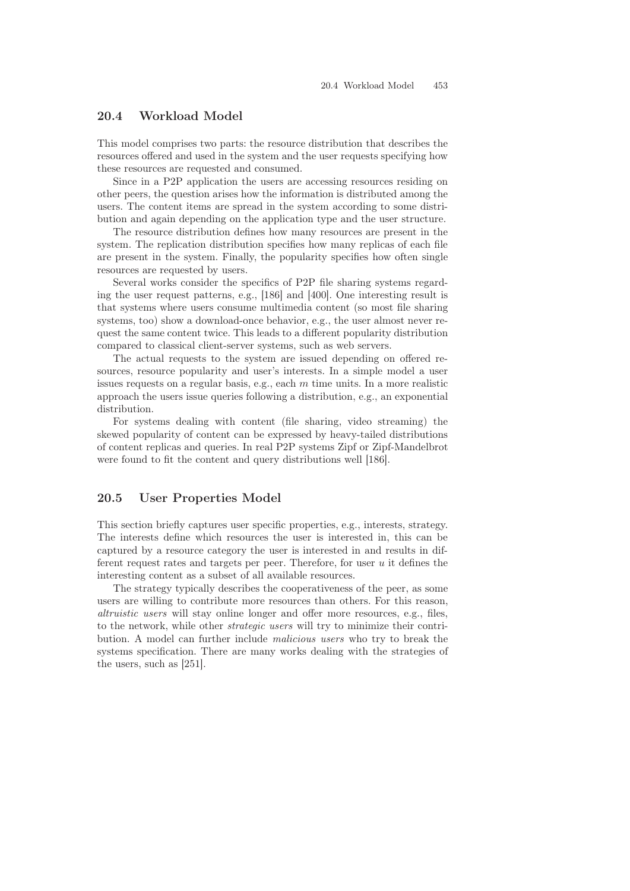## 20.4 Workload Model

This model comprises two parts: the resource distribution that describes the resources offered and used in the system and the user requests specifying how these resources are requested and consumed.

Since in a P2P application the users are accessing resources residing on other peers, the question arises how the information is distributed among the users. The content items are spread in the system according to some distribution and again depending on the application type and the user structure.

The resource distribution defines how many resources are present in the system. The replication distribution specifies how many replicas of each file are present in the system. Finally, the popularity specifies how often single resources are requested by users.

Several works consider the specifics of P2P file sharing systems regarding the user request patterns, e.g., [186] and [400]. One interesting result is that systems where users consume multimedia content (so most file sharing systems, too) show a download-once behavior, e.g., the user almost never request the same content twice. This leads to a different popularity distribution compared to classical client-server systems, such as web servers.

The actual requests to the system are issued depending on offered resources, resource popularity and user's interests. In a simple model a user issues requests on a regular basis, e.g., each $m$ time units. In a more realistic approach the users issue queries following a distribution, e.g., an exponential distribution.

For systems dealing with content (file sharing, video streaming) the skewed popularity of content can be expressed by heavy-tailed distributions of content replicas and queries. In real P2P systems Zipf or Zipf-Mandelbrot were found to fit the content and query distributions well [186].

## 20.5 User Properties Model

This section briefly captures user specific properties, e.g., interests, strategy. The interests define which resources the user is interested in, this can be captured by a resource category the user is interested in and results in different request rates and targets per peer. Therefore, for user $u$ it defines the interesting content as a subset of all available resources.

The strategy typically describes the cooperativeness of the peer, as some users are willing to contribute more resources than others. For this reason, *altruistic users* will stay online longer and offer more resources, e.g., files, to the network, while other *strategic users* will try to minimize their contribution. A model can further include *malicious users* who try to break the systems specification. There are many works dealing with the strategies of the users, such as [251].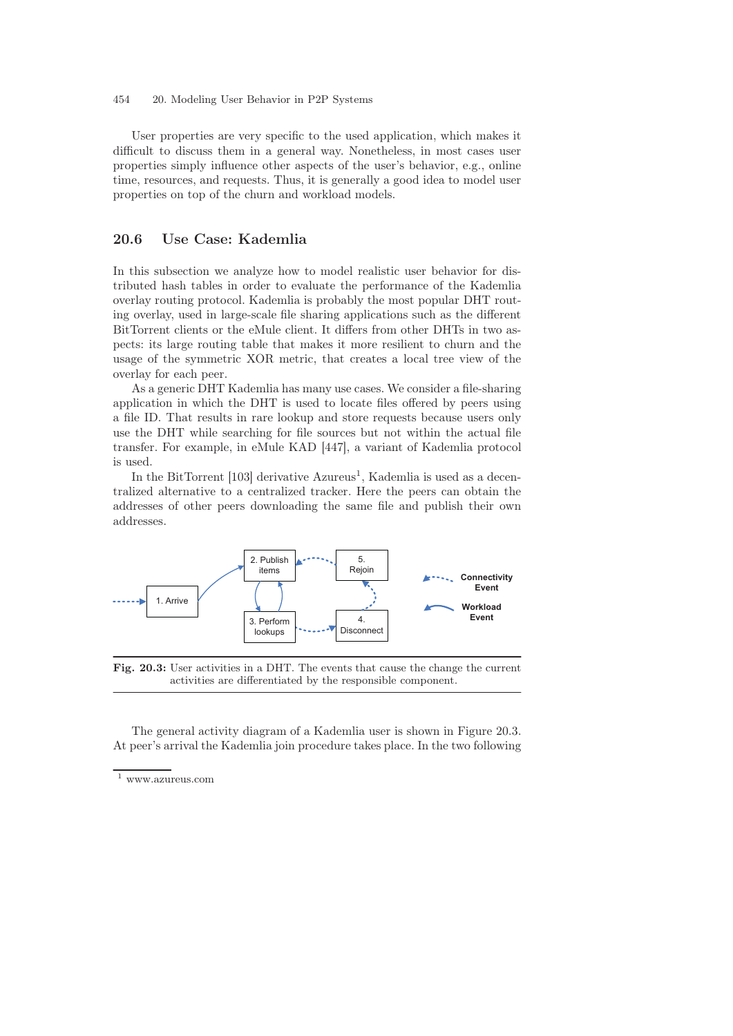User properties are very specific to the used application, which makes it difficult to discuss them in a general way. Nonetheless, in most cases user properties simply influence other aspects of the user's behavior, e.g., online time, resources, and requests. Thus, it is generally a good idea to model user properties on top of the churn and workload models.

## 20.6 Use Case: Kademlia

In this subsection we analyze how to model realistic user behavior for distributed hash tables in order to evaluate the performance of the Kademlia overlay routing protocol. Kademlia is probably the most popular DHT routing overlay, used in large-scale file sharing applications such as the different BitTorrent clients or the eMule client. It differs from other DHTs in two aspects: its large routing table that makes it more resilient to churn and the usage of the symmetric XOR metric, that creates a local tree view of the overlay for each peer.

As a generic DHT Kademlia has many use cases. We consider a file-sharing application in which the DHT is used to locate files offered by peers using a file ID. That results in rare lookup and store requests because users only use the DHT while searching for file sources but not within the actual file transfer. For example, in eMule KAD [447], a variant of Kademlia protocol is used.

In the BitTorrent [103] derivative Azureus[1], Kademlia is used as a decentralized alternative to a centralized tracker. Here the peers can obtain the addresses of other peers downloading the same file and publish their own addresses.

1. Arrive
2. Publish items
3. Perform lookups
4. Disconnect
5. Rejoin
Connectivity Event
Workload Event

**Fig. 20.3:** User activities in a DHT. The events that cause the change the current activities are differentiated by the responsible component.

The general activity diagram of a Kademlia user is shown in Figure 20.3. At peer's arrival the Kademlia join procedure takes place. In the two following

[1] www.azureus.com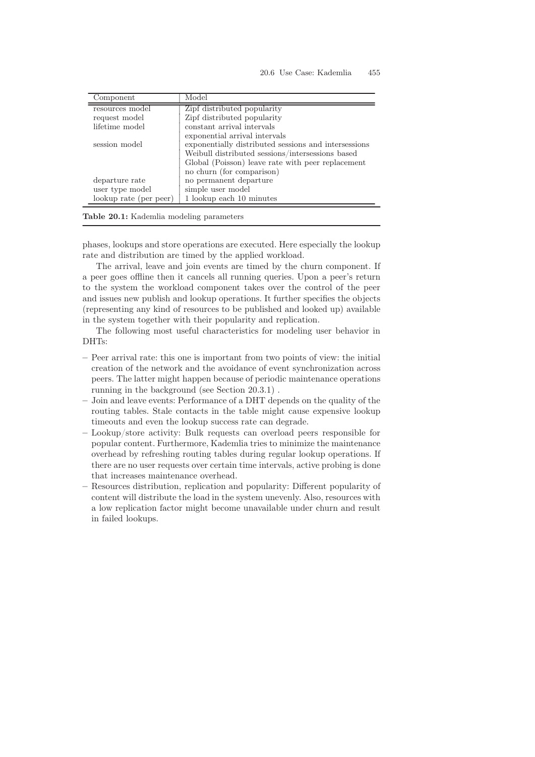| Component | Model |
|---|---|
| resources model | Zipf distributed popularity |
| request model | Zipf distributed popularity |
| lifetime model | constant arrival intervals |
| | exponential arrival intervals |
| session model | exponentially distributed sessions and intersessions |
| | Weibull distributed sessions/intersessions based |
| | Global (Poisson) leave rate with peer replacement |
| | no churn (for comparison) |
| departure rate | no permanent departure |
| user type model | simple user model |
| lookup rate (per peer) | 1 lookup each 10 minutes |

**Table 20.1:** Kademlia modeling parameters

phases, lookups and store operations are executed. Here especially the lookup rate and distribution are timed by the applied workload.

The arrival, leave and join events are timed by the churn component. If a peer goes offline then it cancels all running queries. Upon a peer's return to the system the workload component takes over the control of the peer and issues new publish and lookup operations. It further specifies the objects (representing any kind of resources to be published and looked up) available in the system together with their popularity and replication.

The following most useful characteristics for modeling user behavior in DHTs:

– Peer arrival rate: this one is important from two points of view: the initial creation of the network and the avoidance of event synchronization across peers. The latter might happen because of periodic maintenance operations running in the background (see Section 20.3.1) .
– Join and leave events: Performance of a DHT depends on the quality of the routing tables. Stale contacts in the table might cause expensive lookup timeouts and even the lookup success rate can degrade.
– Lookup/store activity: Bulk requests can overload peers responsible for popular content. Furthermore, Kademlia tries to minimize the maintenance overhead by refreshing routing tables during regular lookup operations. If there are no user requests over certain time intervals, active probing is done that increases maintenance overhead.
– Resources distribution, replication and popularity: Different popularity of content will distribute the load in the system unevenly. Also, resources with a low replication factor might become unavailable under churn and result in failed lookups.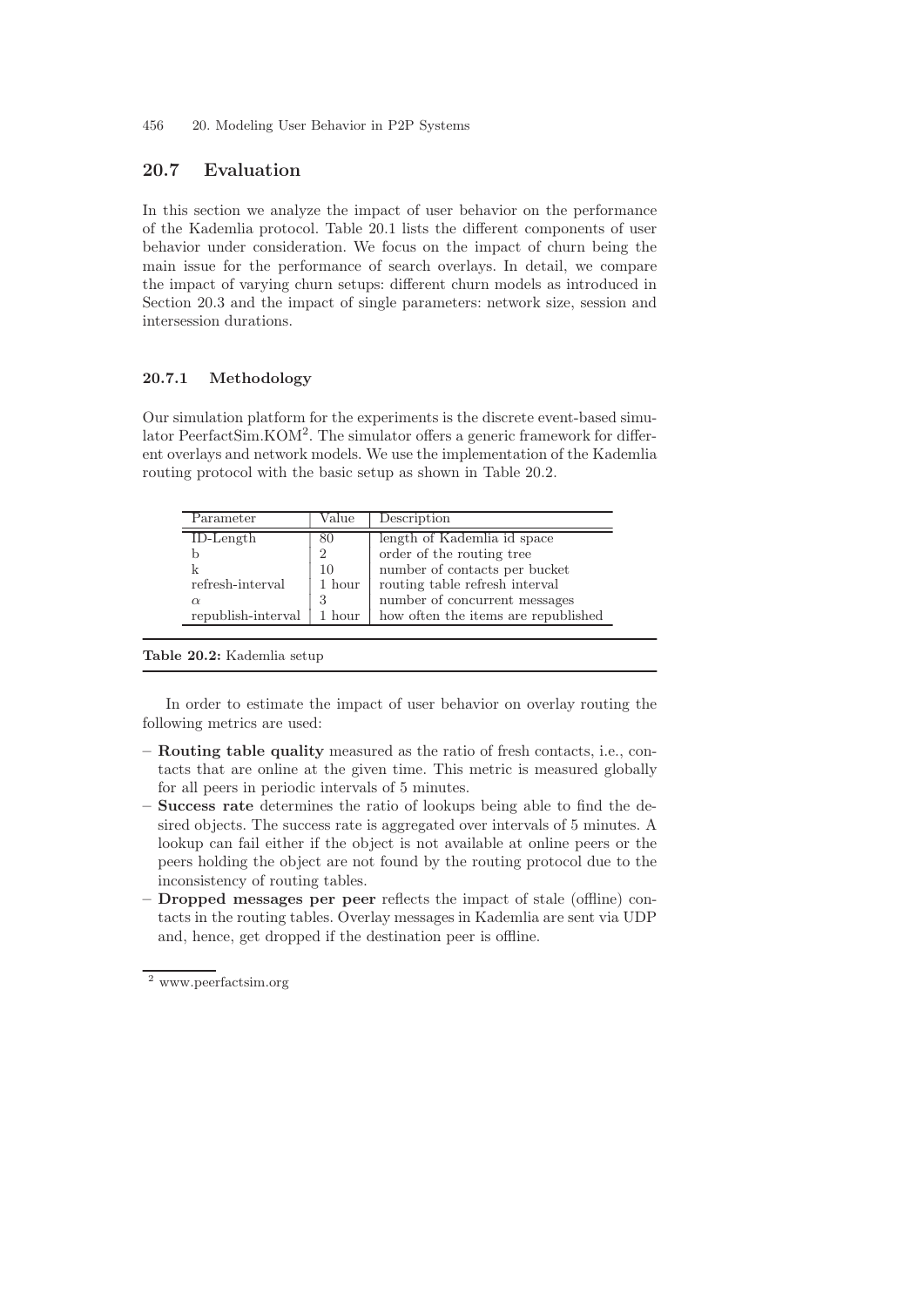## 20.7 Evaluation

In this section we analyze the impact of user behavior on the performance of the Kademlia protocol. Table 20.1 lists the different components of user behavior under consideration. We focus on the impact of churn being the main issue for the performance of search overlays. In detail, we compare the impact of varying churn setups: different churn models as introduced in Section 20.3 and the impact of single parameters: network size, session and intersession durations.

### 20.7.1 Methodology

Our simulation platform for the experiments is the discrete event-based simulator PeerfactSim.KOM[2]. The simulator offers a generic framework for different overlays and network models. We use the implementation of the Kademlia routing protocol with the basic setup as shown in Table 20.2.

| Parameter | Value | Description |
|---|---|---|
| ID-Length | 80 | length of Kademlia id space |
| b | 2 | order of the routing tree |
| k | 10 | number of contacts per bucket |
| refresh-interval | 1 hour | routing table refresh interval |
| $\alpha$ | 3 | number of concurrent messages |
| republish-interval | 1 hour | how often the items are republished |

**Table 20.2:** Kademlia setup

In order to estimate the impact of user behavior on overlay routing the following metrics are used:

- **Routing table quality** measured as the ratio of fresh contacts, i.e., contacts that are online at the given time. This metric is measured globally for all peers in periodic intervals of 5 minutes.
- **Success rate** determines the ratio of lookups being able to find the desired objects. The success rate is aggregated over intervals of 5 minutes. A lookup can fail either if the object is not available at online peers or the peers holding the object are not found by the routing protocol due to the inconsistency of routing tables.
- **Dropped messages per peer** reflects the impact of stale (offline) contacts in the routing tables. Overlay messages in Kademlia are sent via UDP and, hence, get dropped if the destination peer is offline.

[2] www.peerfactsim.org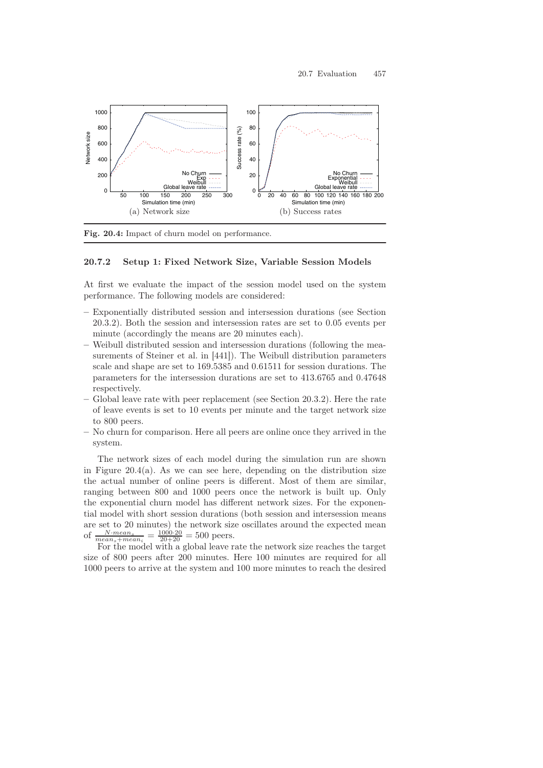(a) Network size

(b) Success rates

**Fig. 20.4:** Impact of churn model on performance.

### 20.7.2 Setup 1: Fixed Network Size, Variable Session Models

At first we evaluate the impact of the session model used on the system performance. The following models are considered:

- Exponentially distributed session and intersession durations (see Section 20.3.2). Both the session and intersession rates are set to 0.05 events per minute (accordingly the means are 20 minutes each).
- Weibull distributed session and intersession durations (following the measurements of Steiner et al. in [441]). The Weibull distribution parameters scale and shape are set to 169.5385 and 0.61511 for session durations. The parameters for the intersession durations are set to 413.6765 and 0.47648 respectively.
- Global leave rate with peer replacement (see Section 20.3.2). Here the rate of leave events is set to 10 events per minute and the target network size to 800 peers.
- No churn for comparison. Here all peers are online once they arrived in the system.

The network sizes of each model during the simulation run are shown in Figure 20.4(a). As we can see here, depending on the distribution size the actual number of online peers is different. Most of them are similar, ranging between 800 and 1000 peers once the network is built up. Only the exponential churn model has different network sizes. For the exponential model with short session durations (both session and intersession means are set to 20 minutes) the network size oscillates around the expected mean of $\frac{N \cdot mean_s}{mean_s + mean_i} = \frac{1000 \cdot 20}{20+20} = 500$ peers.

For the model with a global leave rate the network size reaches the target size of 800 peers after 200 minutes. Here 100 minutes are required for all 1000 peers to arrive at the system and 100 more minutes to reach the desired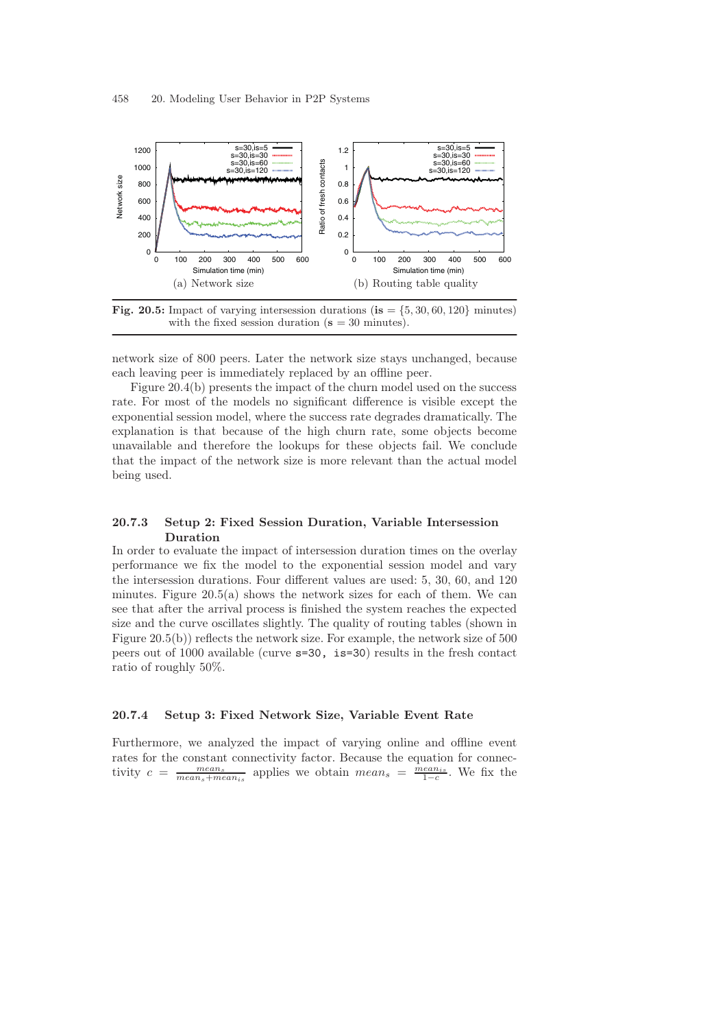(a) Network size

(b) Routing table quality

**Fig. 20.5:** Impact of varying intersession durations (**is** = $\{5, 30, 60, 120\}$ minutes) with the fixed session duration (**s** = 30 minutes).

network size of 800 peers. Later the network size stays unchanged, because each leaving peer is immediately replaced by an offline peer.

Figure 20.4(b) presents the impact of the churn model used on the success rate. For most of the models no significant difference is visible except the exponential session model, where the success rate degrades dramatically. The explanation is that because of the high churn rate, some objects become unavailable and therefore the lookups for these objects fail. We conclude that the impact of the network size is more relevant than the actual model being used.

### 20.7.3 Setup 2: Fixed Session Duration, Variable Intersession Duration

In order to evaluate the impact of intersession duration times on the overlay performance we fix the model to the exponential session model and vary the intersession durations. Four different values are used: 5, 30, 60, and 120 minutes. Figure 20.5(a) shows the network sizes for each of them. We can see that after the arrival process is finished the system reaches the expected size and the curve oscillates slightly. The quality of routing tables (shown in Figure 20.5(b)) reflects the network size. For example, the network size of 500 peers out of 1000 available (curve `s=30, is=30`) results in the fresh contact ratio of roughly 50%.

### 20.7.4 Setup 3: Fixed Network Size, Variable Event Rate

Furthermore, we analyzed the impact of varying online and offline event rates for the constant connectivity factor. Because the equation for connectivity $c = \frac{mean_s}{mean_s + mean_{is}}$ applies we obtain $mean_s = \frac{mean_{is}}{1-c}$. We fix the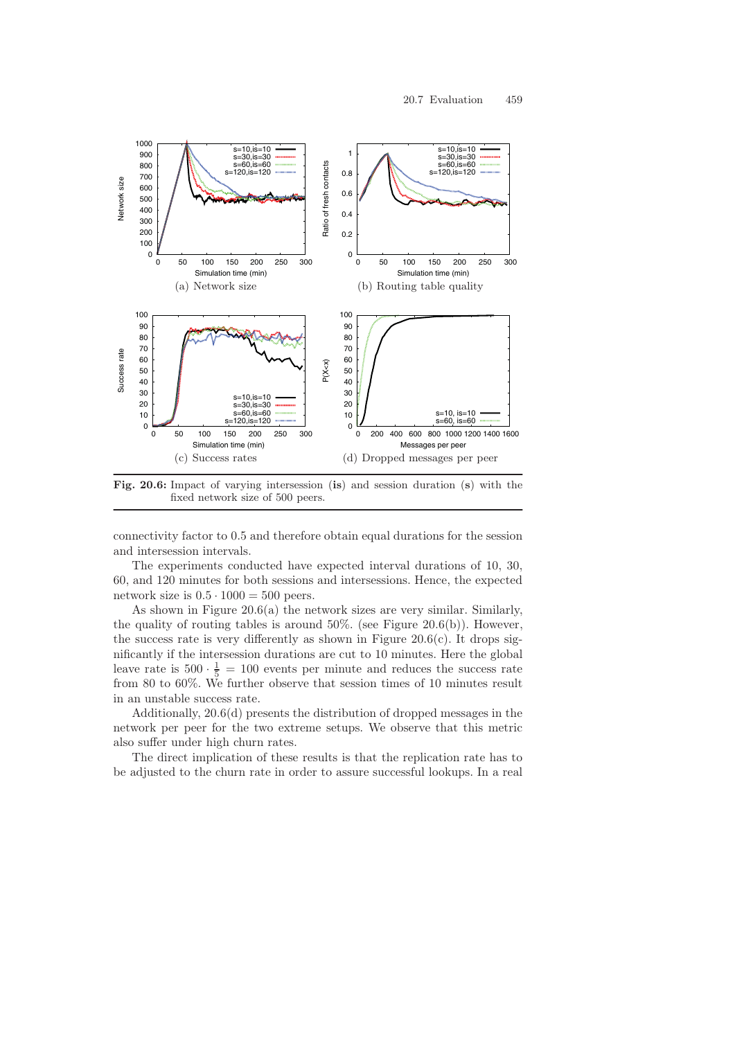Fig. 20.6: Impact of varying intersession (**is**) and session duration (**s**) with the fixed network size of 500 peers.

(a) Network size

(b) Routing table quality

(c) Success rates

(d) Dropped messages per peer

connectivity factor to 0.5 and therefore obtain equal durations for the session and intersession intervals.

The experiments conducted have expected interval durations of 10, 30, 60, and 120 minutes for both sessions and intersessions. Hence, the expected network size is $0.5 \cdot 1000 = 500$ peers.

As shown in Figure 20.6(a) the network sizes are very similar. Similarly, the quality of routing tables is around 50%. (see Figure 20.6(b)). However, the success rate is very differently as shown in Figure 20.6(c). It drops significantly if the intersession durations are cut to 10 minutes. Here the global leave rate is $500 \cdot \frac{1}{5} = 100$ events per minute and reduces the success rate from 80 to 60%. We further observe that session times of 10 minutes result in an unstable success rate.

Additionally, 20.6(d) presents the distribution of dropped messages in the network per peer for the two extreme setups. We observe that this metric also suffer under high churn rates.

The direct implication of these results is that the replication rate has to be adjusted to the churn rate in order to assure successful lookups. In a real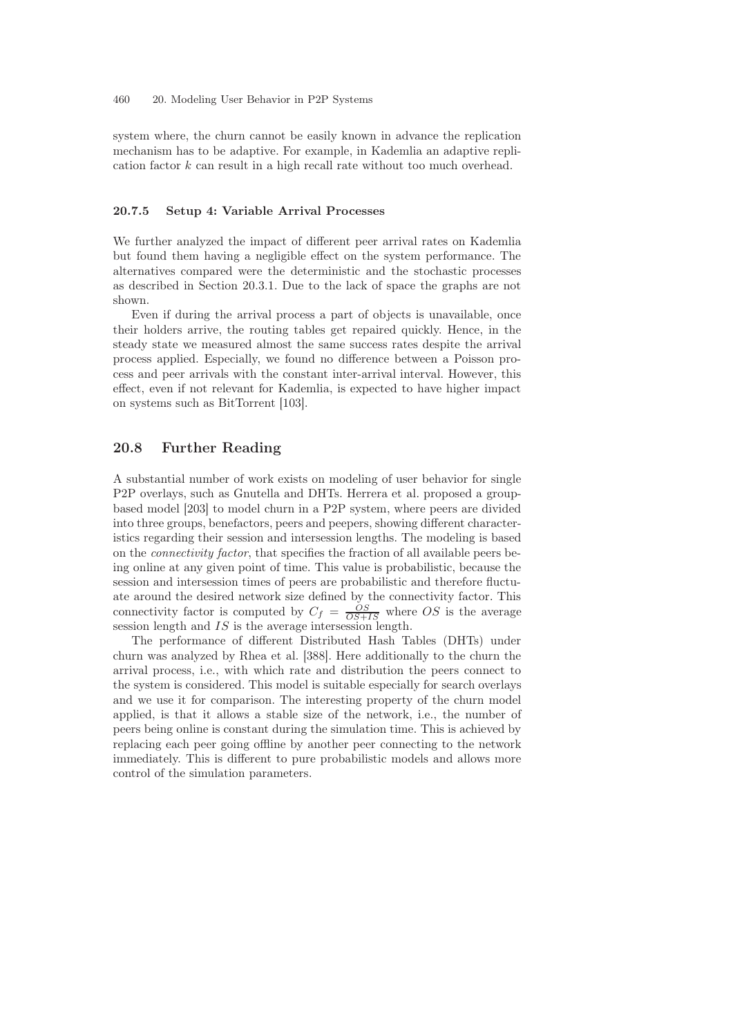system where, the churn cannot be easily known in advance the replication mechanism has to be adaptive. For example, in Kademlia an adaptive replication factor $k$ can result in a high recall rate without too much overhead.

### 20.7.5 Setup 4: Variable Arrival Processes

We further analyzed the impact of different peer arrival rates on Kademlia but found them having a negligible effect on the system performance. The alternatives compared were the deterministic and the stochastic processes as described in Section 20.3.1. Due to the lack of space the graphs are not shown.

Even if during the arrival process a part of objects is unavailable, once their holders arrive, the routing tables get repaired quickly. Hence, in the steady state we measured almost the same success rates despite the arrival process applied. Especially, we found no difference between a Poisson process and peer arrivals with the constant inter-arrival interval. However, this effect, even if not relevant for Kademlia, is expected to have higher impact on systems such as BitTorrent [103].

## 20.8 Further Reading

A substantial number of work exists on modeling of user behavior for single P2P overlays, such as Gnutella and DHTs. Herrera et al. proposed a group-based model [203] to model churn in a P2P system, where peers are divided into three groups, benefactors, peers and peepers, showing different characteristics regarding their session and intersession lengths. The modeling is based on the *connectivity factor*, that specifies the fraction of all available peers being online at any given point of time. This value is probabilistic, because the session and intersession times of peers are probabilistic and therefore fluctuate around the desired network size defined by the connectivity factor. This connectivity factor is computed by $C_f = \frac{OS}{OS+IS}$ where $OS$ is the average session length and $IS$ is the average intersession length.

The performance of different Distributed Hash Tables (DHTs) under churn was analyzed by Rhea et al. [388]. Here additionally to the churn the arrival process, i.e., with which rate and distribution the peers connect to the system is considered. This model is suitable especially for search overlays and we use it for comparison. The interesting property of the churn model applied, is that it allows a stable size of the network, i.e., the number of peers being online is constant during the simulation time. This is achieved by replacing each peer going offline by another peer connecting to the network immediately. This is different to pure probabilistic models and allows more control of the simulation parameters.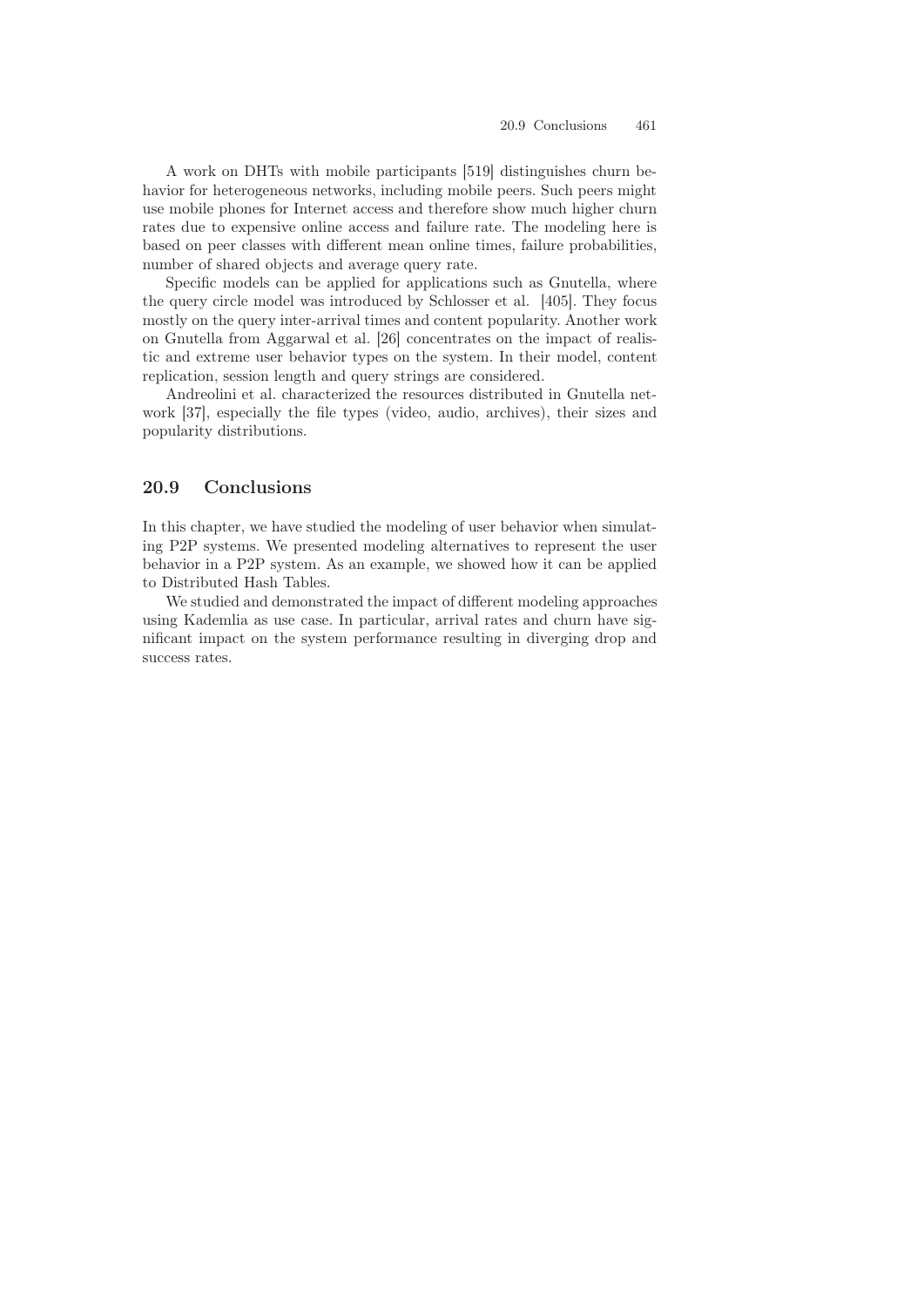A work on DHTs with mobile participants [519] distinguishes churn behavior for heterogeneous networks, including mobile peers. Such peers might use mobile phones for Internet access and therefore show much higher churn rates due to expensive online access and failure rate. The modeling here is based on peer classes with different mean online times, failure probabilities, number of shared objects and average query rate.

Specific models can be applied for applications such as Gnutella, where the query circle model was introduced by Schlosser et al. [405]. They focus mostly on the query inter-arrival times and content popularity. Another work on Gnutella from Aggarwal et al. [26] concentrates on the impact of realistic and extreme user behavior types on the system. In their model, content replication, session length and query strings are considered.

Andreolini et al. characterized the resources distributed in Gnutella network [37], especially the file types (video, audio, archives), their sizes and popularity distributions.

## 20.9 Conclusions

In this chapter, we have studied the modeling of user behavior when simulating P2P systems. We presented modeling alternatives to represent the user behavior in a P2P system. As an example, we showed how it can be applied to Distributed Hash Tables.

We studied and demonstrated the impact of different modeling approaches using Kademlia as use case. In particular, arrival rates and churn have significant impact on the system performance resulting in diverging drop and success rates.